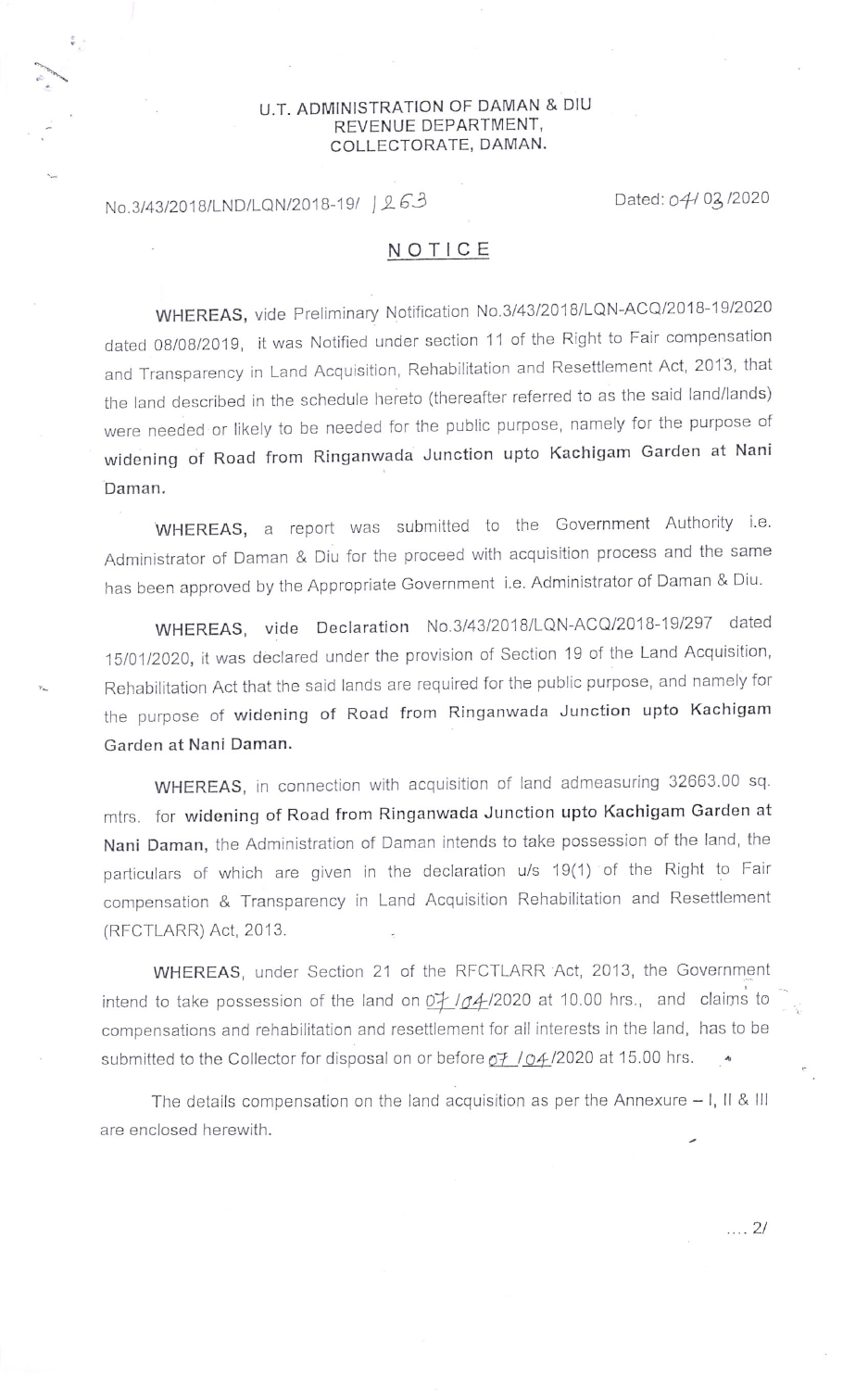U.T. ADMINISTRATION OF DAMAN & DIU
REVENUE DEPARTMENT,
COLLECTORATE, DAMAN.

No.3/43/2018/LND/LQN/2018-19/ 1263 Dated: 04/03/2020

# NOTICE

**WHEREAS,** vide Preliminary Notification No.3/43/2018/LQN-ACQ/2018-19/2020 dated 08/08/2019, it was Notified under section 11 of the Right to Fair compensation and Transparency in Land Acquisition, Rehabilitation and Resettlement Act, 2013, that the land described in the schedule hereto (thereafter referred to as the said land/lands) were needed or likely to be needed for the public purpose, namely for the purpose of **widening of Road from Ringanwada Junction upto Kachigam Garden at Nani Daman.**

**WHEREAS,** a report was submitted to the Government Authority i.e. Administrator of Daman & Diu for the proceed with acquisition process and the same has been approved by the Appropriate Government i.e. Administrator of Daman & Diu.

**WHEREAS,** vide Declaration No.3/43/2018/LQN-ACQ/2018-19/297 dated 15/01/2020, it was declared under the provision of Section 19 of the Land Acquisition, Rehabilitation Act that the said lands are required for the public purpose, and namely for the purpose of **widening of Road from Ringanwada Junction upto Kachigam Garden at Nani Daman.**

**WHEREAS,** in connection with acquisition of land admeasuring 32663.00 sq. mtrs. for **widening of Road from Ringanwada Junction upto Kachigam Garden at Nani Daman,** the Administration of Daman intends to take possession of the land, the particulars of which are given in the declaration u/s 19(1) of the Right to Fair compensation & Transparency in Land Acquisition Rehabilitation and Resettlement (RFCTLARR) Act, 2013.

**WHEREAS,** under Section 21 of the RFCTLARR Act, 2013, the Government intend to take possession of the land on 07/04/2020 at 10.00 hrs., and claims to compensations and rehabilitation and resettlement for all interests in the land, has to be submitted to the Collector for disposal on or before 07/04/2020 at 15.00 hrs.

The details compensation on the land acquisition as per the Annexure – I, II & III are enclosed herewith.

.... 2/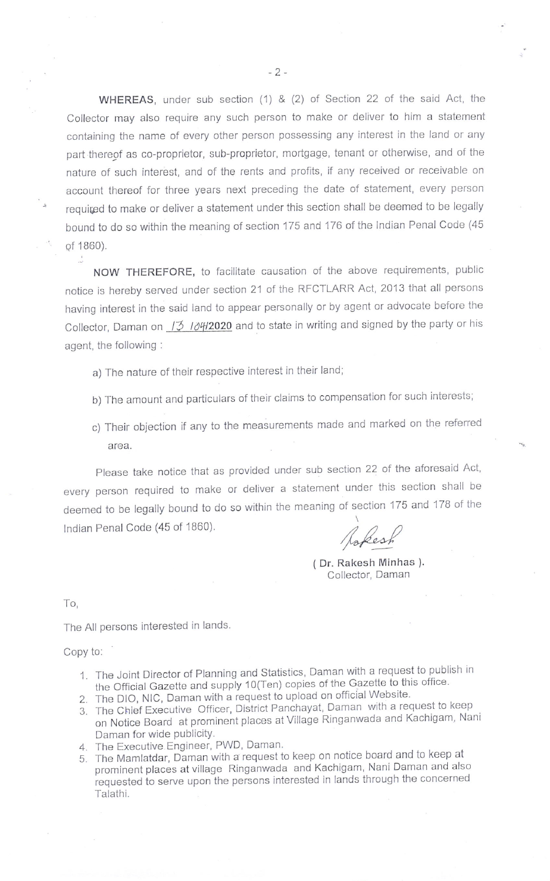**WHEREAS**, under sub section (1) & (2) of Section 22 of the said Act, the Collector may also require any such person to make or deliver to him a statement containing the name of every other person possessing any interest in the land or any part thereof as co-proprietor, sub-proprietor, mortgage, tenant or otherwise, and of the nature of such interest, and of the rents and profits, if any received or receivable on account thereof for three years next preceding the date of statement, every person required to make or deliver a statement under this section shall be deemed to be legally bound to do so within the meaning of section 175 and 176 of the Indian Penal Code (45 of 1860).

**NOW THEREFORE,** to facilitate causation of the above requirements, public notice is hereby served under section 21 of the RFCTLARR Act, 2013 that all persons having interest in the said land to appear personally or by agent or advocate before the Collector, Daman on 13 /04/2020 and to state in writing and signed by the party or his agent, the following :

a) The nature of their respective interest in their land;

b) The amount and particulars of their claims to compensation for such interests;

c) Their objection if any to the measurements made and marked on the referred area.

Please take notice that as provided under sub section 22 of the aforesaid Act, every person required to make or deliver a statement under this section shall be deemed to be legally bound to do so within the meaning of section 175 and 178 of the Indian Penal Code (45 of 1860).

Rakesh

( **Dr. Rakesh Minhas** ).
Collector, Daman

To,

The All persons interested in lands.

Copy to:

1. The Joint Director of Planning and Statistics, Daman with a request to publish in the Official Gazette and supply 10(Ten) copies of the Gazette to this office.
2. The DIO, NIC, Daman with a request to upload on official Website.
3. The Chief Executive Officer, District Panchayat, Daman with a request to keep on Notice Board at prominent places at Village Ringanwada and Kachigam, Nani Daman for wide publicity.
4. The Executive Engineer, PWD, Daman.
5. The Mamlatdar, Daman with a request to keep on notice board and to keep at prominent places at village Ringanwada and Kachigam, Nani Daman and also requested to serve upon the persons interested in lands through the concerned Talathi.